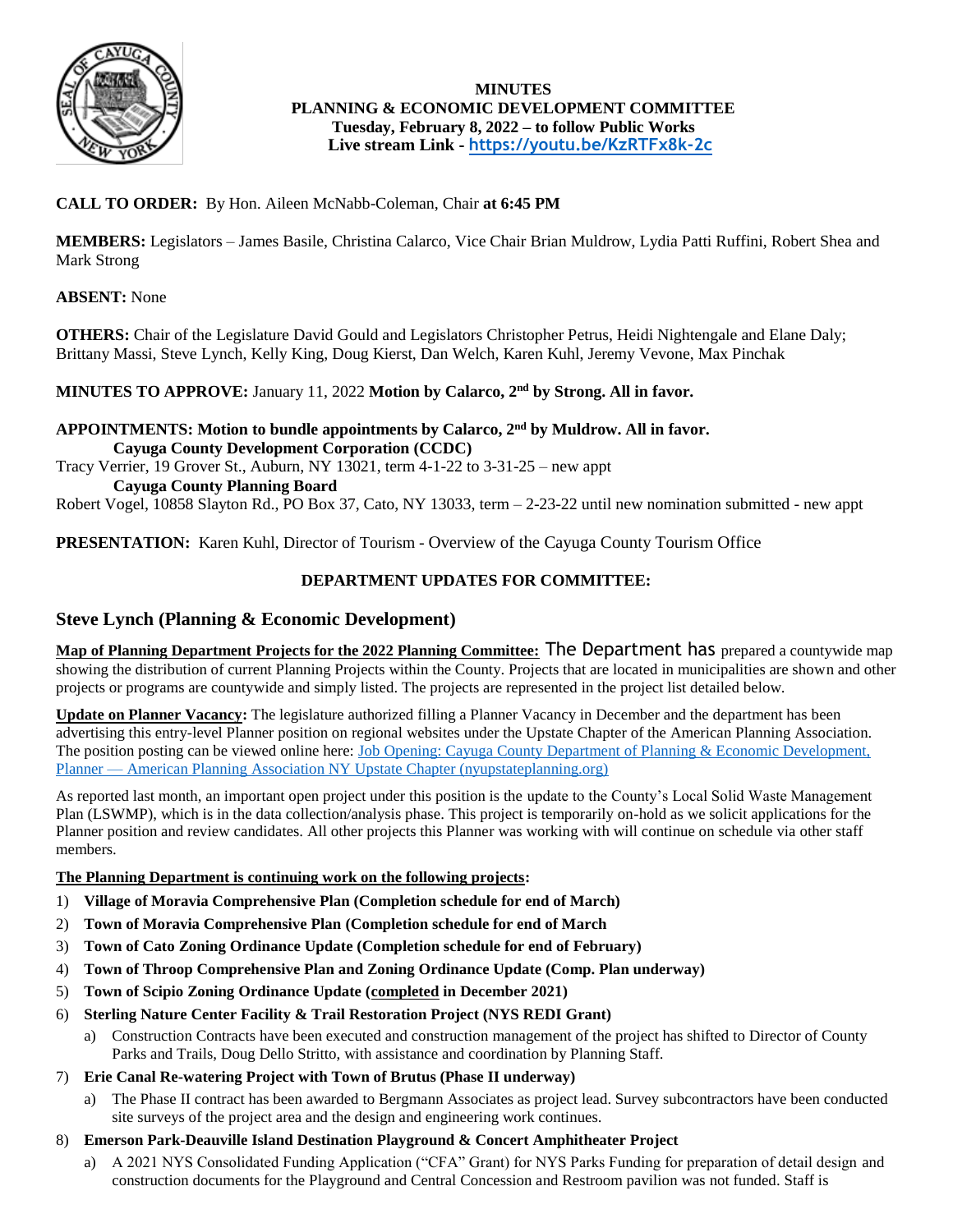**MINUTES**
**PLANNING & ECONOMIC DEVELOPMENT COMMITTEE**
**Tuesday, February 8, 2022 – to follow Public Works**
**Live stream Link - https://youtu.be/KzRTFx8k-2c**

**CALL TO ORDER:** By Hon. Aileen McNabb-Coleman, Chair **at 6:45 PM**

**MEMBERS:** Legislators – James Basile, Christina Calarco, Vice Chair Brian Muldrow, Lydia Patti Ruffini, Robert Shea and Mark Strong

**ABSENT:** None

**OTHERS:** Chair of the Legislature David Gould and Legislators Christopher Petrus, Heidi Nightengale and Elane Daly; Brittany Massi, Steve Lynch, Kelly King, Doug Kierst, Dan Welch, Karen Kuhl, Jeremy Vevone, Max Pinchak

**MINUTES TO APPROVE:** January 11, 2022 **Motion by Calarco, 2nd by Strong. All in favor.**

**APPOINTMENTS: Motion to bundle appointments by Calarco, 2nd by Muldrow. All in favor.**

**Cayuga County Development Corporation (CCDC)**

Tracy Verrier, 19 Grover St., Auburn, NY 13021, term 4-1-22 to 3-31-25 – new appt

**Cayuga County Planning Board**

Robert Vogel, 10858 Slayton Rd., PO Box 37, Cato, NY 13033, term – 2-23-22 until new nomination submitted - new appt

**PRESENTATION:** Karen Kuhl, Director of Tourism - Overview of the Cayuga County Tourism Office

**DEPARTMENT UPDATES FOR COMMITTEE:**

## Steve Lynch (Planning & Economic Development)

**Map of Planning Department Projects for the 2022 Planning Committee:** The Department has prepared a countywide map showing the distribution of current Planning Projects within the County. Projects that are located in municipalities are shown and other projects or programs are countywide and simply listed. The projects are represented in the project list detailed below.

**Update on Planner Vacancy:** The legislature authorized filling a Planner Vacancy in December and the department has been advertising this entry-level Planner position on regional websites under the Upstate Chapter of the American Planning Association. The position posting can be viewed online here: Job Opening: Cayuga County Department of Planning & Economic Development, Planner — American Planning Association NY Upstate Chapter (nyupstateplanning.org)

As reported last month, an important open project under this position is the update to the County's Local Solid Waste Management Plan (LSWMP), which is in the data collection/analysis phase. This project is temporarily on-hold as we solicit applications for the Planner position and review candidates. All other projects this Planner was working with will continue on schedule via other staff members.

**The Planning Department is continuing work on the following projects:**

1) **Village of Moravia Comprehensive Plan (Completion schedule for end of March)**
2) **Town of Moravia Comprehensive Plan (Completion schedule for end of March**
3) **Town of Cato Zoning Ordinance Update (Completion schedule for end of February)**
4) **Town of Throop Comprehensive Plan and Zoning Ordinance Update (Comp. Plan underway)**
5) **Town of Scipio Zoning Ordinance Update (completed in December 2021)**
6) **Sterling Nature Center Facility & Trail Restoration Project (NYS REDI Grant)**
   a) Construction Contracts have been executed and construction management of the project has shifted to Director of County Parks and Trails, Doug Dello Stritto, with assistance and coordination by Planning Staff.
7) **Erie Canal Re-watering Project with Town of Brutus (Phase II underway)**
   a) The Phase II contract has been awarded to Bergmann Associates as project lead. Survey subcontractors have been conducted site surveys of the project area and the design and engineering work continues.
8) **Emerson Park-Deauville Island Destination Playground & Concert Amphitheater Project**
   a) A 2021 NYS Consolidated Funding Application ("CFA" Grant) for NYS Parks Funding for preparation of detail design and construction documents for the Playground and Central Concession and Restroom pavilion was not funded. Staff is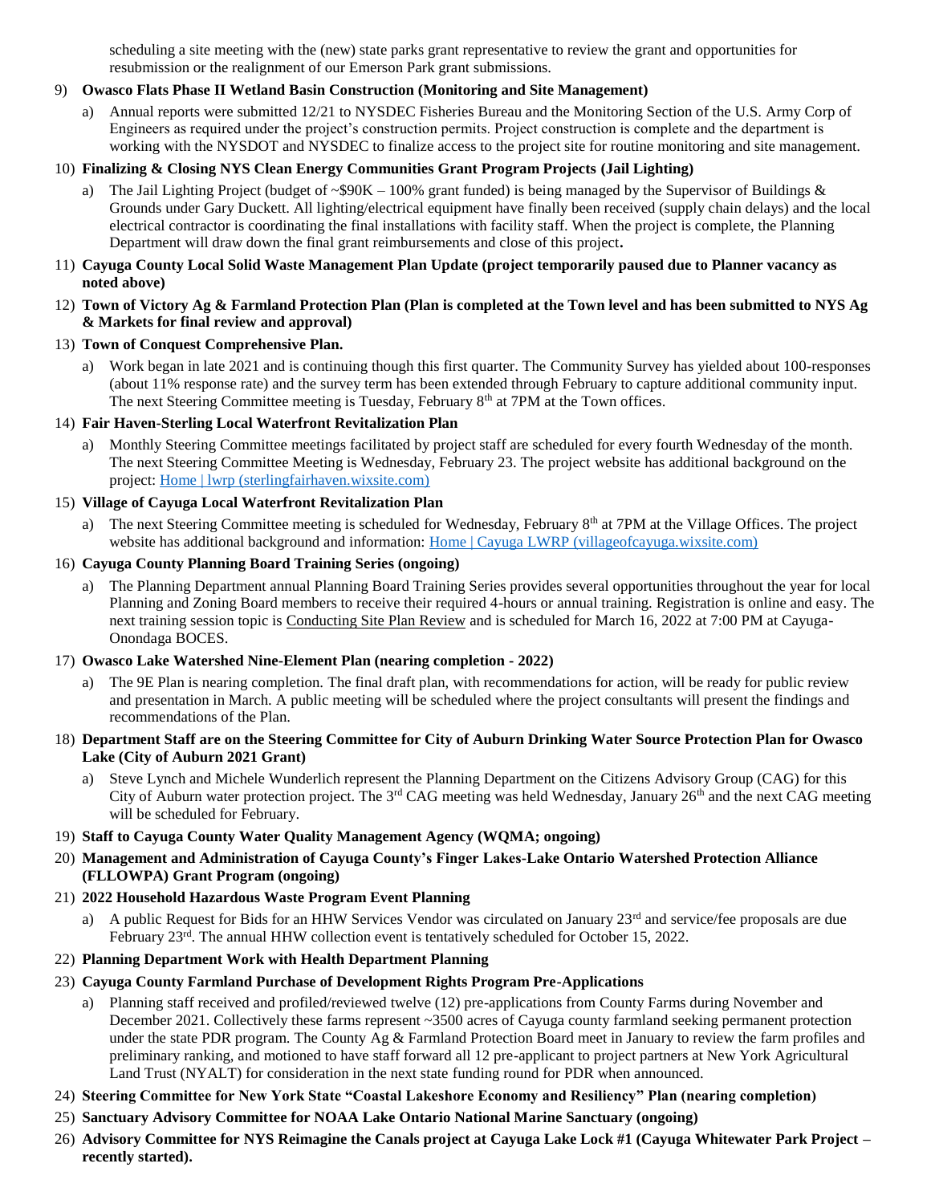scheduling a site meeting with the (new) state parks grant representative to review the grant and opportunities for resubmission or the realignment of our Emerson Park grant submissions.

9) **Owasco Flats Phase II Wetland Basin Construction (Monitoring and Site Management)**
   a) Annual reports were submitted 12/21 to NYSDEC Fisheries Bureau and the Monitoring Section of the U.S. Army Corp of Engineers as required under the project's construction permits. Project construction is complete and the department is working with the NYSDOT and NYSDEC to finalize access to the project site for routine monitoring and site management.

10) **Finalizing & Closing NYS Clean Energy Communities Grant Program Projects (Jail Lighting)**
   a) The Jail Lighting Project (budget of ~$90K – 100% grant funded) is being managed by the Supervisor of Buildings & Grounds under Gary Duckett. All lighting/electrical equipment have finally been received (supply chain delays) and the local electrical contractor is coordinating the final installations with facility staff. When the project is complete, the Planning Department will draw down the final grant reimbursements and close of this project**.**

11) **Cayuga County Local Solid Waste Management Plan Update (project temporarily paused due to Planner vacancy as noted above)**

12) **Town of Victory Ag & Farmland Protection Plan (Plan is completed at the Town level and has been submitted to NYS Ag & Markets for final review and approval)**

13) **Town of Conquest Comprehensive Plan.**
   a) Work began in late 2021 and is continuing though this first quarter. The Community Survey has yielded about 100-responses (about 11% response rate) and the survey term has been extended through February to capture additional community input. The next Steering Committee meeting is Tuesday, February 8th at 7PM at the Town offices.

14) **Fair Haven-Sterling Local Waterfront Revitalization Plan**
   a) Monthly Steering Committee meetings facilitated by project staff are scheduled for every fourth Wednesday of the month. The next Steering Committee Meeting is Wednesday, February 23. The project website has additional background on the project: Home | lwrp (sterlingfairhaven.wixsite.com)

15) **Village of Cayuga Local Waterfront Revitalization Plan**
   a) The next Steering Committee meeting is scheduled for Wednesday, February 8th at 7PM at the Village Offices. The project website has additional background and information: Home | Cayuga LWRP (villageofcayuga.wixsite.com)

16) **Cayuga County Planning Board Training Series (ongoing)**
   a) The Planning Department annual Planning Board Training Series provides several opportunities throughout the year for local Planning and Zoning Board members to receive their required 4-hours or annual training. Registration is online and easy. The next training session topic is Conducting Site Plan Review and is scheduled for March 16, 2022 at 7:00 PM at Cayuga-Onondaga BOCES.

17) **Owasco Lake Watershed Nine-Element Plan (nearing completion - 2022)**
   a) The 9E Plan is nearing completion. The final draft plan, with recommendations for action, will be ready for public review and presentation in March. A public meeting will be scheduled where the project consultants will present the findings and recommendations of the Plan.

18) **Department Staff are on the Steering Committee for City of Auburn Drinking Water Source Protection Plan for Owasco Lake (City of Auburn 2021 Grant)**
   a) Steve Lynch and Michele Wunderlich represent the Planning Department on the Citizens Advisory Group (CAG) for this City of Auburn water protection project. The 3rd CAG meeting was held Wednesday, January 26th and the next CAG meeting will be scheduled for February.

19) **Staff to Cayuga County Water Quality Management Agency (WQMA; ongoing)**

20) **Management and Administration of Cayuga County's Finger Lakes-Lake Ontario Watershed Protection Alliance (FLLOWPA) Grant Program (ongoing)**

21) **2022 Household Hazardous Waste Program Event Planning**
   a) A public Request for Bids for an HHW Services Vendor was circulated on January 23rd and service/fee proposals are due February 23rd. The annual HHW collection event is tentatively scheduled for October 15, 2022.

22) **Planning Department Work with Health Department Planning**

23) **Cayuga County Farmland Purchase of Development Rights Program Pre-Applications**
   a) Planning staff received and profiled/reviewed twelve (12) pre-applications from County Farms during November and December 2021. Collectively these farms represent ~3500 acres of Cayuga county farmland seeking permanent protection under the state PDR program. The County Ag & Farmland Protection Board meet in January to review the farm profiles and preliminary ranking, and motioned to have staff forward all 12 pre-applicant to project partners at New York Agricultural Land Trust (NYALT) for consideration in the next state funding round for PDR when announced.

24) **Steering Committee for New York State "Coastal Lakeshore Economy and Resiliency" Plan (nearing completion)**

25) **Sanctuary Advisory Committee for NOAA Lake Ontario National Marine Sanctuary (ongoing)**

26) **Advisory Committee for NYS Reimagine the Canals project at Cayuga Lake Lock #1 (Cayuga Whitewater Park Project – recently started).**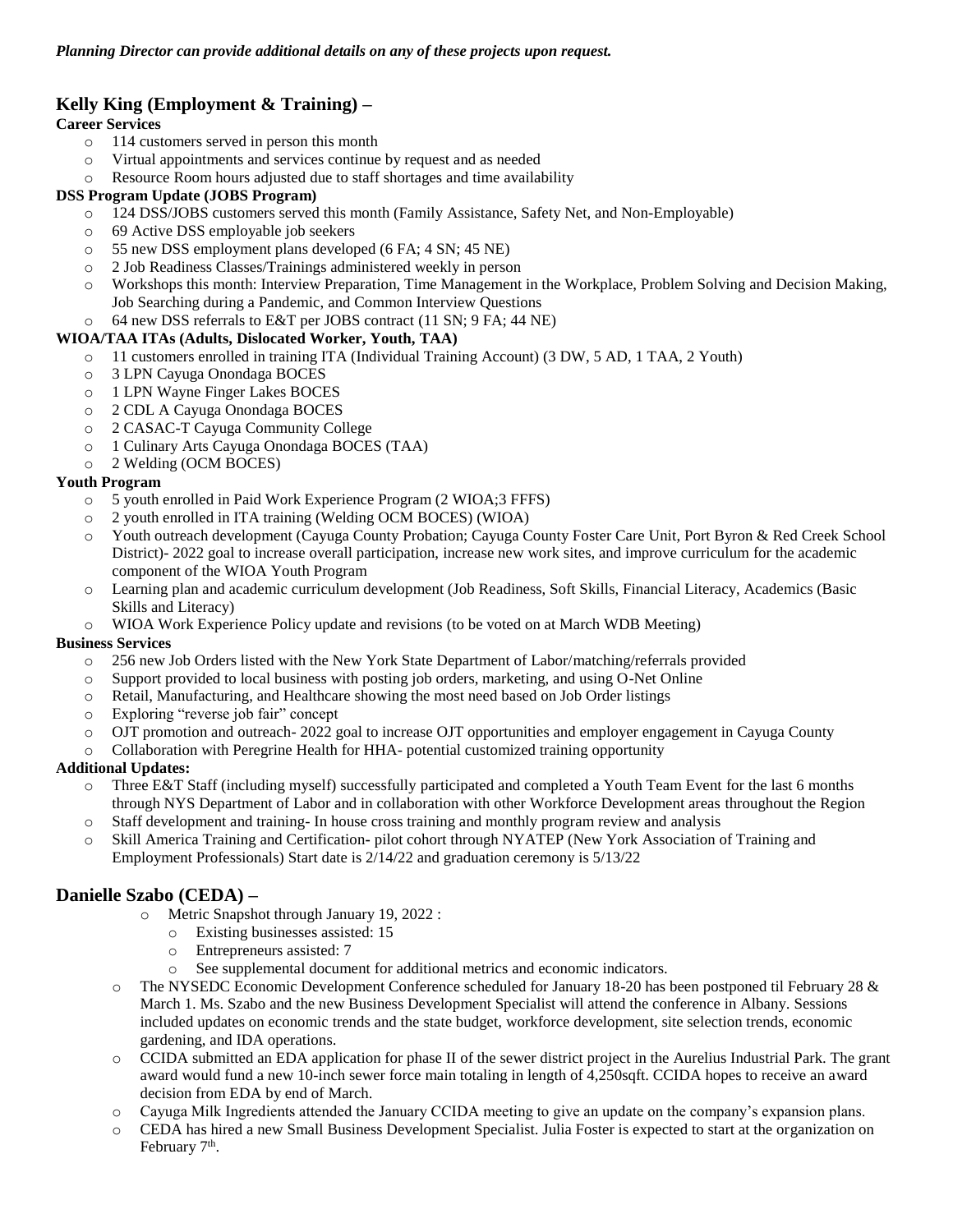***Planning Director can provide additional details on any of these projects upon request.***

## Kelly King (Employment & Training) –

**Career Services**

- 114 customers served in person this month
- Virtual appointments and services continue by request and as needed
- Resource Room hours adjusted due to staff shortages and time availability

**DSS Program Update (JOBS Program)**

- 124 DSS/JOBS customers served this month (Family Assistance, Safety Net, and Non-Employable)
- 69 Active DSS employable job seekers
- 55 new DSS employment plans developed (6 FA; 4 SN; 45 NE)
- 2 Job Readiness Classes/Trainings administered weekly in person
- Workshops this month: Interview Preparation, Time Management in the Workplace, Problem Solving and Decision Making, Job Searching during a Pandemic, and Common Interview Questions
- 64 new DSS referrals to E&T per JOBS contract (11 SN; 9 FA; 44 NE)

**WIOA/TAA ITAs (Adults, Dislocated Worker, Youth, TAA)**

- 11 customers enrolled in training ITA (Individual Training Account) (3 DW, 5 AD, 1 TAA, 2 Youth)
- 3 LPN Cayuga Onondaga BOCES
- 1 LPN Wayne Finger Lakes BOCES
- 2 CDL A Cayuga Onondaga BOCES
- 2 CASAC-T Cayuga Community College
- 1 Culinary Arts Cayuga Onondaga BOCES (TAA)
- 2 Welding (OCM BOCES)

**Youth Program**

- 5 youth enrolled in Paid Work Experience Program (2 WIOA;3 FFFS)
- 2 youth enrolled in ITA training (Welding OCM BOCES) (WIOA)
- Youth outreach development (Cayuga County Probation; Cayuga County Foster Care Unit, Port Byron & Red Creek School District)- 2022 goal to increase overall participation, increase new work sites, and improve curriculum for the academic component of the WIOA Youth Program
- Learning plan and academic curriculum development (Job Readiness, Soft Skills, Financial Literacy, Academics (Basic Skills and Literacy)
- WIOA Work Experience Policy update and revisions (to be voted on at March WDB Meeting)

**Business Services**

- 256 new Job Orders listed with the New York State Department of Labor/matching/referrals provided
- Support provided to local business with posting job orders, marketing, and using O-Net Online
- Retail, Manufacturing, and Healthcare showing the most need based on Job Order listings
- Exploring "reverse job fair" concept
- OJT promotion and outreach- 2022 goal to increase OJT opportunities and employer engagement in Cayuga County
- Collaboration with Peregrine Health for HHA- potential customized training opportunity

**Additional Updates:**

- Three E&T Staff (including myself) successfully participated and completed a Youth Team Event for the last 6 months through NYS Department of Labor and in collaboration with other Workforce Development areas throughout the Region
- Staff development and training- In house cross training and monthly program review and analysis
- Skill America Training and Certification- pilot cohort through NYATEP (New York Association of Training and Employment Professionals) Start date is 2/14/22 and graduation ceremony is 5/13/22

## Danielle Szabo (CEDA) –

- Metric Snapshot through January 19, 2022 :
  - Existing businesses assisted: 15
  - Entrepreneurs assisted: 7
  - See supplemental document for additional metrics and economic indicators.
- The NYSEDC Economic Development Conference scheduled for January 18-20 has been postponed til February 28 & March 1. Ms. Szabo and the new Business Development Specialist will attend the conference in Albany. Sessions included updates on economic trends and the state budget, workforce development, site selection trends, economic gardening, and IDA operations.
- CCIDA submitted an EDA application for phase II of the sewer district project in the Aurelius Industrial Park. The grant award would fund a new 10-inch sewer force main totaling in length of 4,250sqft. CCIDA hopes to receive an award decision from EDA by end of March.
- Cayuga Milk Ingredients attended the January CCIDA meeting to give an update on the company's expansion plans.
- CEDA has hired a new Small Business Development Specialist. Julia Foster is expected to start at the organization on February 7th.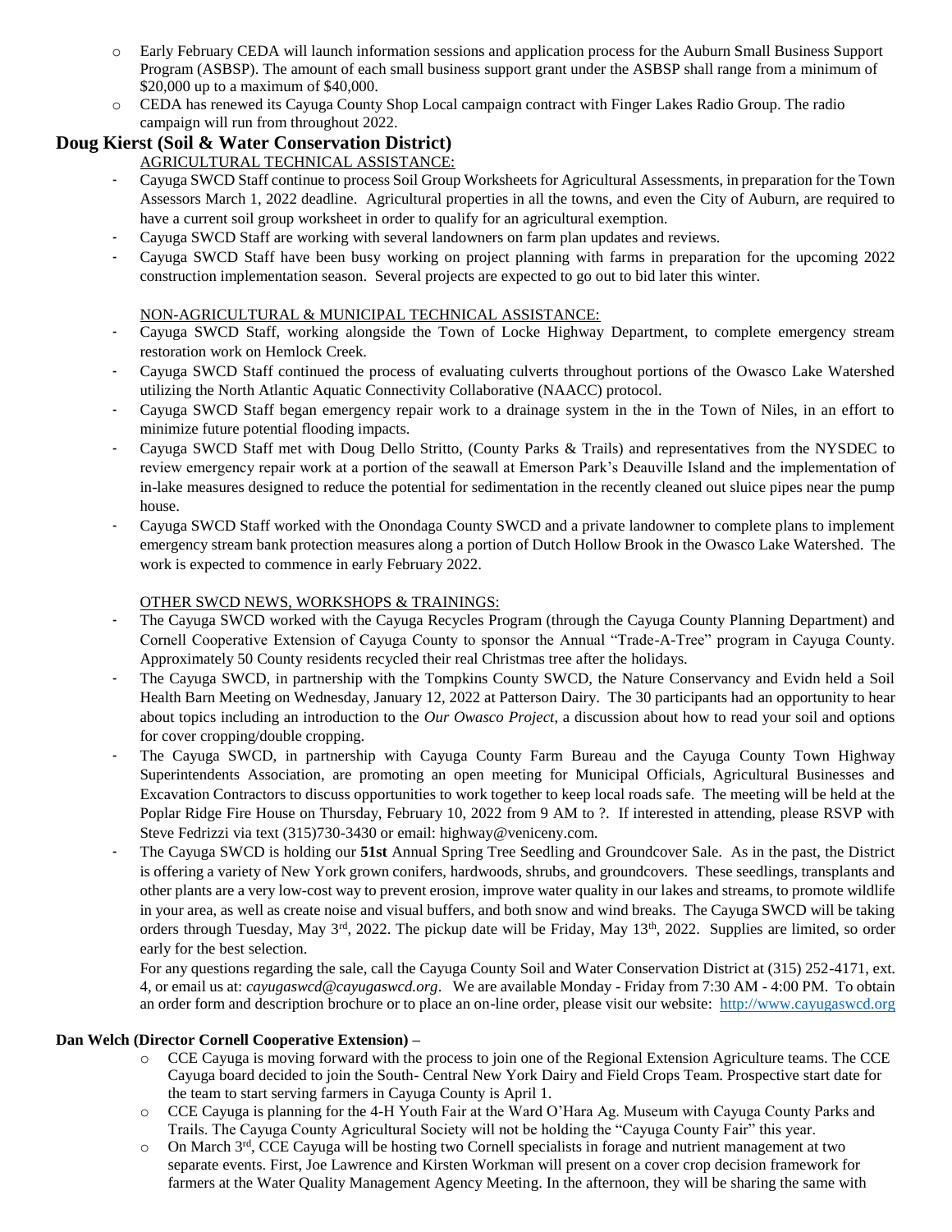- Early February CEDA will launch information sessions and application process for the Auburn Small Business Support Program (ASBSP). The amount of each small business support grant under the ASBSP shall range from a minimum of $20,000 up to a maximum of $40,000.
- CEDA has renewed its Cayuga County Shop Local campaign contract with Finger Lakes Radio Group. The radio campaign will run from throughout 2022.

## Doug Kierst (Soil & Water Conservation District)

AGRICULTURAL TECHNICAL ASSISTANCE:

- Cayuga SWCD Staff continue to process Soil Group Worksheets for Agricultural Assessments, in preparation for the Town Assessors March 1, 2022 deadline. Agricultural properties in all the towns, and even the City of Auburn, are required to have a current soil group worksheet in order to qualify for an agricultural exemption.
- Cayuga SWCD Staff are working with several landowners on farm plan updates and reviews.
- Cayuga SWCD Staff have been busy working on project planning with farms in preparation for the upcoming 2022 construction implementation season. Several projects are expected to go out to bid later this winter.

NON-AGRICULTURAL & MUNICIPAL TECHNICAL ASSISTANCE:

- Cayuga SWCD Staff, working alongside the Town of Locke Highway Department, to complete emergency stream restoration work on Hemlock Creek.
- Cayuga SWCD Staff continued the process of evaluating culverts throughout portions of the Owasco Lake Watershed utilizing the North Atlantic Aquatic Connectivity Collaborative (NAACC) protocol.
- Cayuga SWCD Staff began emergency repair work to a drainage system in the in the Town of Niles, in an effort to minimize future potential flooding impacts.
- Cayuga SWCD Staff met with Doug Dello Stritto, (County Parks & Trails) and representatives from the NYSDEC to review emergency repair work at a portion of the seawall at Emerson Park's Deauville Island and the implementation of in-lake measures designed to reduce the potential for sedimentation in the recently cleaned out sluice pipes near the pump house.
- Cayuga SWCD Staff worked with the Onondaga County SWCD and a private landowner to complete plans to implement emergency stream bank protection measures along a portion of Dutch Hollow Brook in the Owasco Lake Watershed. The work is expected to commence in early February 2022.

OTHER SWCD NEWS, WORKSHOPS & TRAININGS:

- The Cayuga SWCD worked with the Cayuga Recycles Program (through the Cayuga County Planning Department) and Cornell Cooperative Extension of Cayuga County to sponsor the Annual "Trade-A-Tree" program in Cayuga County. Approximately 50 County residents recycled their real Christmas tree after the holidays.
- The Cayuga SWCD, in partnership with the Tompkins County SWCD, the Nature Conservancy and Evidn held a Soil Health Barn Meeting on Wednesday, January 12, 2022 at Patterson Dairy. The 30 participants had an opportunity to hear about topics including an introduction to the *Our Owasco Project*, a discussion about how to read your soil and options for cover cropping/double cropping.
- The Cayuga SWCD, in partnership with Cayuga County Farm Bureau and the Cayuga County Town Highway Superintendents Association, are promoting an open meeting for Municipal Officials, Agricultural Businesses and Excavation Contractors to discuss opportunities to work together to keep local roads safe. The meeting will be held at the Poplar Ridge Fire House on Thursday, February 10, 2022 from 9 AM to ?. If interested in attending, please RSVP with Steve Fedrizzi via text (315)730-3430 or email: highway@veniceny.com.
- The Cayuga SWCD is holding our **51st** Annual Spring Tree Seedling and Groundcover Sale. As in the past, the District is offering a variety of New York grown conifers, hardwoods, shrubs, and groundcovers. These seedlings, transplants and other plants are a very low-cost way to prevent erosion, improve water quality in our lakes and streams, to promote wildlife in your area, as well as create noise and visual buffers, and both snow and wind breaks. The Cayuga SWCD will be taking orders through Tuesday, May 3rd, 2022. The pickup date will be Friday, May 13th, 2022. Supplies are limited, so order early for the best selection.

  For any questions regarding the sale, call the Cayuga County Soil and Water Conservation District at (315) 252-4171, ext. 4, or email us at: *cayugaswcd@cayugaswcd.org*. We are available Monday - Friday from 7:30 AM - 4:00 PM. To obtain an order form and description brochure or to place an on-line order, please visit our website: [http://www.cayugaswcd.org](http://www.cayugaswcd.org)

**Dan Welch (Director Cornell Cooperative Extension) –**

- CCE Cayuga is moving forward with the process to join one of the Regional Extension Agriculture teams. The CCE Cayuga board decided to join the South- Central New York Dairy and Field Crops Team. Prospective start date for the team to start serving farmers in Cayuga County is April 1.
- CCE Cayuga is planning for the 4-H Youth Fair at the Ward O'Hara Ag. Museum with Cayuga County Parks and Trails. The Cayuga County Agricultural Society will not be holding the "Cayuga County Fair" this year.
- On March 3rd, CCE Cayuga will be hosting two Cornell specialists in forage and nutrient management at two separate events. First, Joe Lawrence and Kirsten Workman will present on a cover crop decision framework for farmers at the Water Quality Management Agency Meeting. In the afternoon, they will be sharing the same with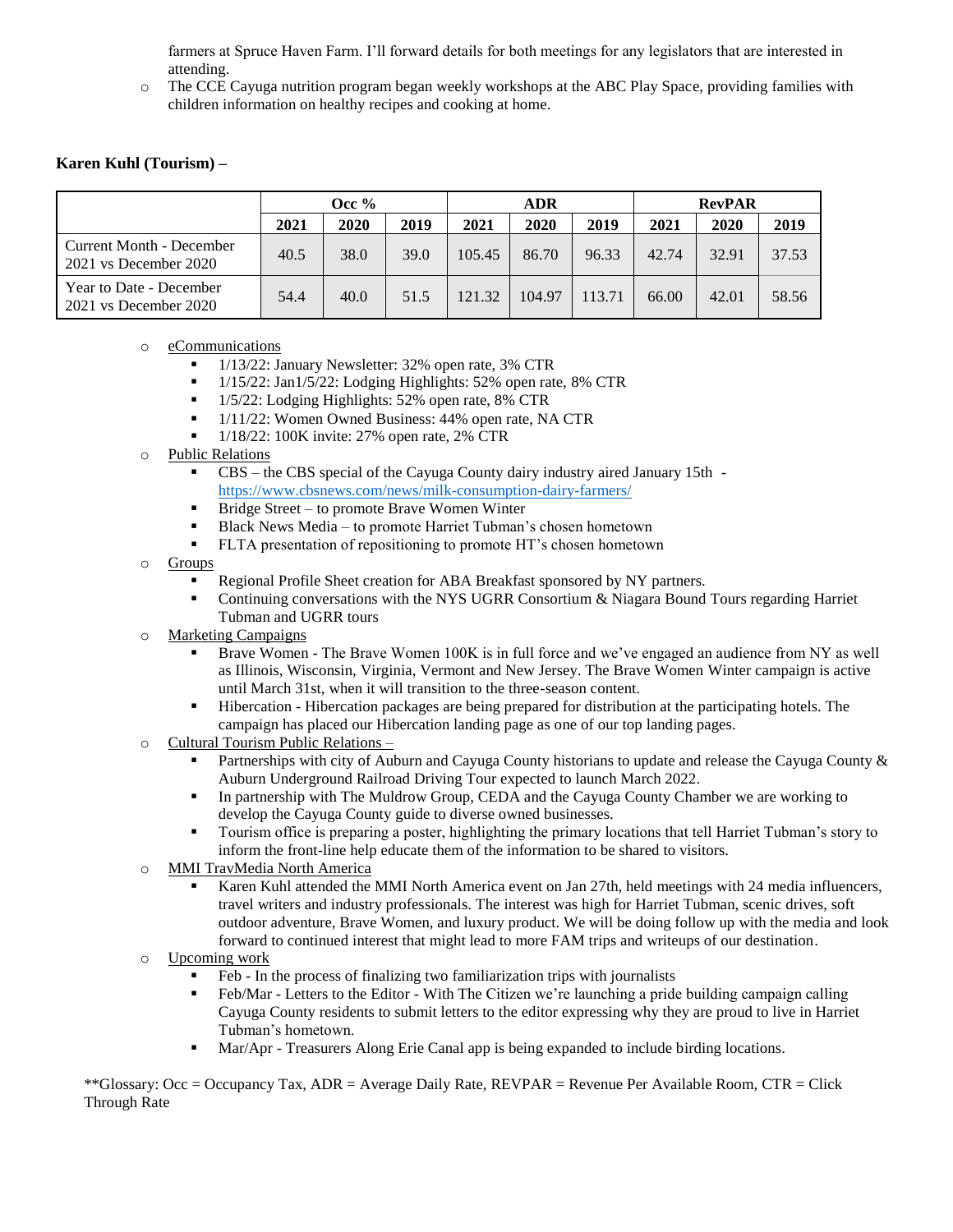farmers at Spruce Haven Farm. I'll forward details for both meetings for any legislators that are interested in attending.

- The CCE Cayuga nutrition program began weekly workshops at the ABC Play Space, providing families with children information on healthy recipes and cooking at home.

**Karen Kuhl (Tourism) –**

| | Occ % | | | ADR | | | RevPAR | | |
|---|---|---|---|---|---|---|---|---|---|
| | 2021 | 2020 | 2019 | 2021 | 2020 | 2019 | 2021 | 2020 | 2019 |
| Current Month - December 2021 vs December 2020 | 40.5 | 38.0 | 39.0 | 105.45 | 86.70 | 96.33 | 42.74 | 32.91 | 37.53 |
| Year to Date - December 2021 vs December 2020 | 54.4 | 40.0 | 51.5 | 121.32 | 104.97 | 113.71 | 66.00 | 42.01 | 58.56 |

- eCommunications
  - 1/13/22: January Newsletter: 32% open rate, 3% CTR
  - 1/15/22: Jan1/5/22: Lodging Highlights: 52% open rate, 8% CTR
  - 1/5/22: Lodging Highlights: 52% open rate, 8% CTR
  - 1/11/22: Women Owned Business: 44% open rate, NA CTR
  - 1/18/22: 100K invite: 27% open rate, 2% CTR
- Public Relations
  - CBS – the CBS special of the Cayuga County dairy industry aired January 15th - https://www.cbsnews.com/news/milk-consumption-dairy-farmers/
  - Bridge Street – to promote Brave Women Winter
  - Black News Media – to promote Harriet Tubman's chosen hometown
  - FLTA presentation of repositioning to promote HT's chosen hometown
- Groups
  - Regional Profile Sheet creation for ABA Breakfast sponsored by NY partners.
  - Continuing conversations with the NYS UGRR Consortium & Niagara Bound Tours regarding Harriet Tubman and UGRR tours
- Marketing Campaigns
  - Brave Women - The Brave Women 100K is in full force and we've engaged an audience from NY as well as Illinois, Wisconsin, Virginia, Vermont and New Jersey. The Brave Women Winter campaign is active until March 31st, when it will transition to the three-season content.
  - Hibercation - Hibercation packages are being prepared for distribution at the participating hotels. The campaign has placed our Hibercation landing page as one of our top landing pages.
- Cultural Tourism Public Relations –
  - Partnerships with city of Auburn and Cayuga County historians to update and release the Cayuga County & Auburn Underground Railroad Driving Tour expected to launch March 2022.
  - In partnership with The Muldrow Group, CEDA and the Cayuga County Chamber we are working to develop the Cayuga County guide to diverse owned businesses.
  - Tourism office is preparing a poster, highlighting the primary locations that tell Harriet Tubman's story to inform the front-line help educate them of the information to be shared to visitors.
- MMI TravMedia North America
  - Karen Kuhl attended the MMI North America event on Jan 27th, held meetings with 24 media influencers, travel writers and industry professionals. The interest was high for Harriet Tubman, scenic drives, soft outdoor adventure, Brave Women, and luxury product. We will be doing follow up with the media and look forward to continued interest that might lead to more FAM trips and writeups of our destination.
- Upcoming work
  - Feb - In the process of finalizing two familiarization trips with journalists
  - Feb/Mar - Letters to the Editor - With The Citizen we're launching a pride building campaign calling Cayuga County residents to submit letters to the editor expressing why they are proud to live in Harriet Tubman's hometown.
  - Mar/Apr - Treasurers Along Erie Canal app is being expanded to include birding locations.

**Glossary: Occ = Occupancy Tax, ADR = Average Daily Rate, REVPAR = Revenue Per Available Room, CTR = Click Through Rate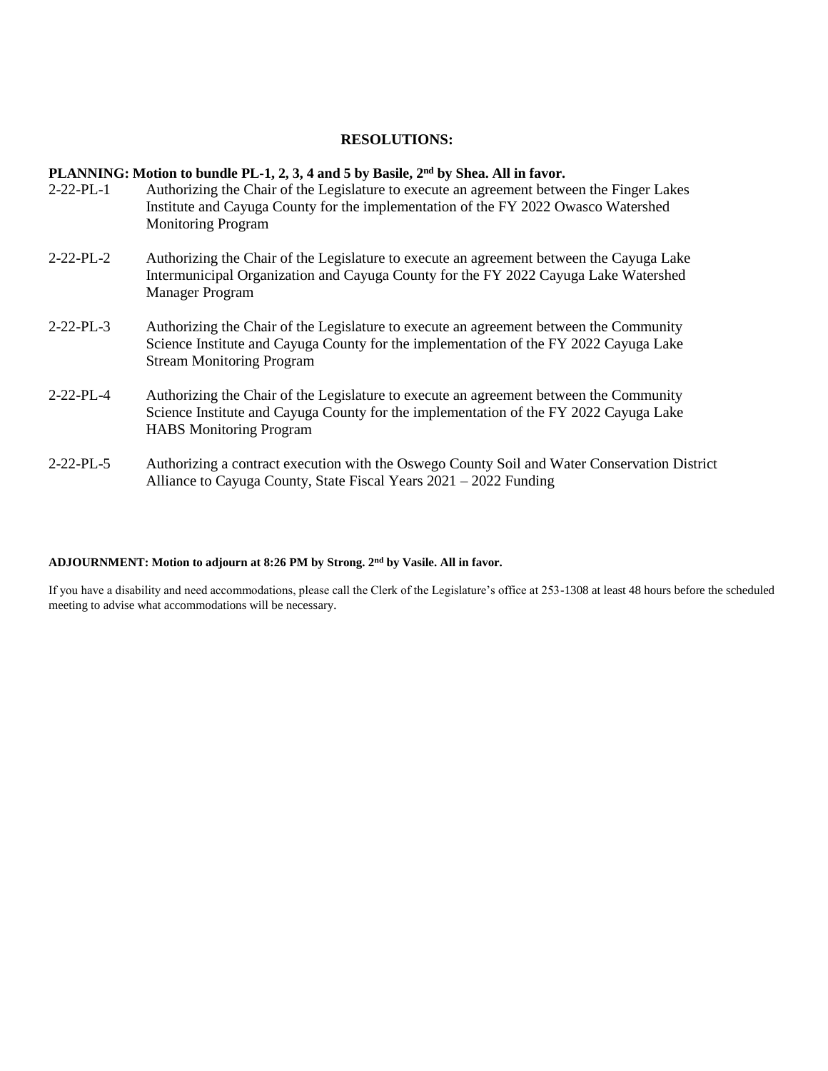## RESOLUTIONS:

**PLANNING: Motion to bundle PL-1, 2, 3, 4 and 5 by Basile, 2nd by Shea. All in favor.**

2-22-PL-1 Authorizing the Chair of the Legislature to execute an agreement between the Finger Lakes Institute and Cayuga County for the implementation of the FY 2022 Owasco Watershed Monitoring Program

2-22-PL-2 Authorizing the Chair of the Legislature to execute an agreement between the Cayuga Lake Intermunicipal Organization and Cayuga County for the FY 2022 Cayuga Lake Watershed Manager Program

2-22-PL-3 Authorizing the Chair of the Legislature to execute an agreement between the Community Science Institute and Cayuga County for the implementation of the FY 2022 Cayuga Lake Stream Monitoring Program

2-22-PL-4 Authorizing the Chair of the Legislature to execute an agreement between the Community Science Institute and Cayuga County for the implementation of the FY 2022 Cayuga Lake HABS Monitoring Program

2-22-PL-5 Authorizing a contract execution with the Oswego County Soil and Water Conservation District Alliance to Cayuga County, State Fiscal Years 2021 – 2022 Funding

**ADJOURNMENT: Motion to adjourn at 8:26 PM by Strong. 2nd by Vasile. All in favor.**

If you have a disability and need accommodations, please call the Clerk of the Legislature's office at 253-1308 at least 48 hours before the scheduled meeting to advise what accommodations will be necessary.